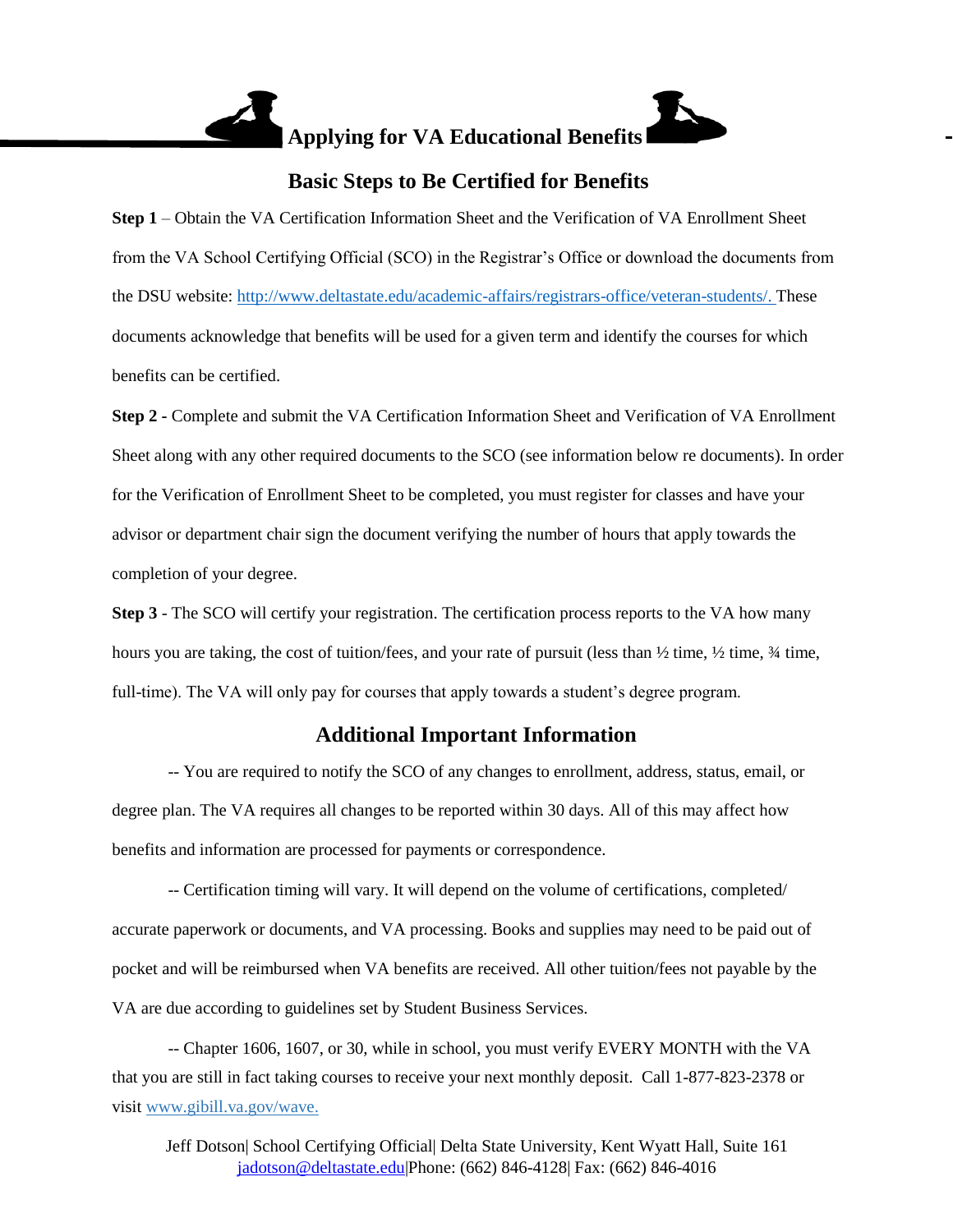# Applying for VA Educational Benefits

## Basic Steps to Be Certified for Benefits

**Step 1** – Obtain the VA Certification Information Sheet and the Verification of VA Enrollment Sheet from the VA School Certifying Official (SCO) in the Registrar's Office or download the documents from the DSU website: http://www.deltastate.edu/academic-affairs/registrars-office/veteran-students/. These documents acknowledge that benefits will be used for a given term and identify the courses for which benefits can be certified.

**Step 2 -** Complete and submit the VA Certification Information Sheet and Verification of VA Enrollment Sheet along with any other required documents to the SCO (see information below re documents). In order for the Verification of Enrollment Sheet to be completed, you must register for classes and have your advisor or department chair sign the document verifying the number of hours that apply towards the completion of your degree.

**Step 3** - The SCO will certify your registration. The certification process reports to the VA how many hours you are taking, the cost of tuition/fees, and your rate of pursuit (less than ½ time, ½ time, ¾ time, full-time). The VA will only pay for courses that apply towards a student's degree program.

## Additional Important Information

-- You are required to notify the SCO of any changes to enrollment, address, status, email, or degree plan. The VA requires all changes to be reported within 30 days. All of this may affect how benefits and information are processed for payments or correspondence.

-- Certification timing will vary. It will depend on the volume of certifications, completed/ accurate paperwork or documents, and VA processing. Books and supplies may need to be paid out of pocket and will be reimbursed when VA benefits are received. All other tuition/fees not payable by the VA are due according to guidelines set by Student Business Services.

-- Chapter 1606, 1607, or 30, while in school, you must verify EVERY MONTH with the VA that you are still in fact taking courses to receive your next monthly deposit. Call 1-877-823-2378 or visit www.gibill.va.gov/wave.

Jeff Dotson| School Certifying Official| Delta State University, Kent Wyatt Hall, Suite 161
jadotson@deltastate.edu|Phone: (662) 846-4128| Fax: (662) 846-4016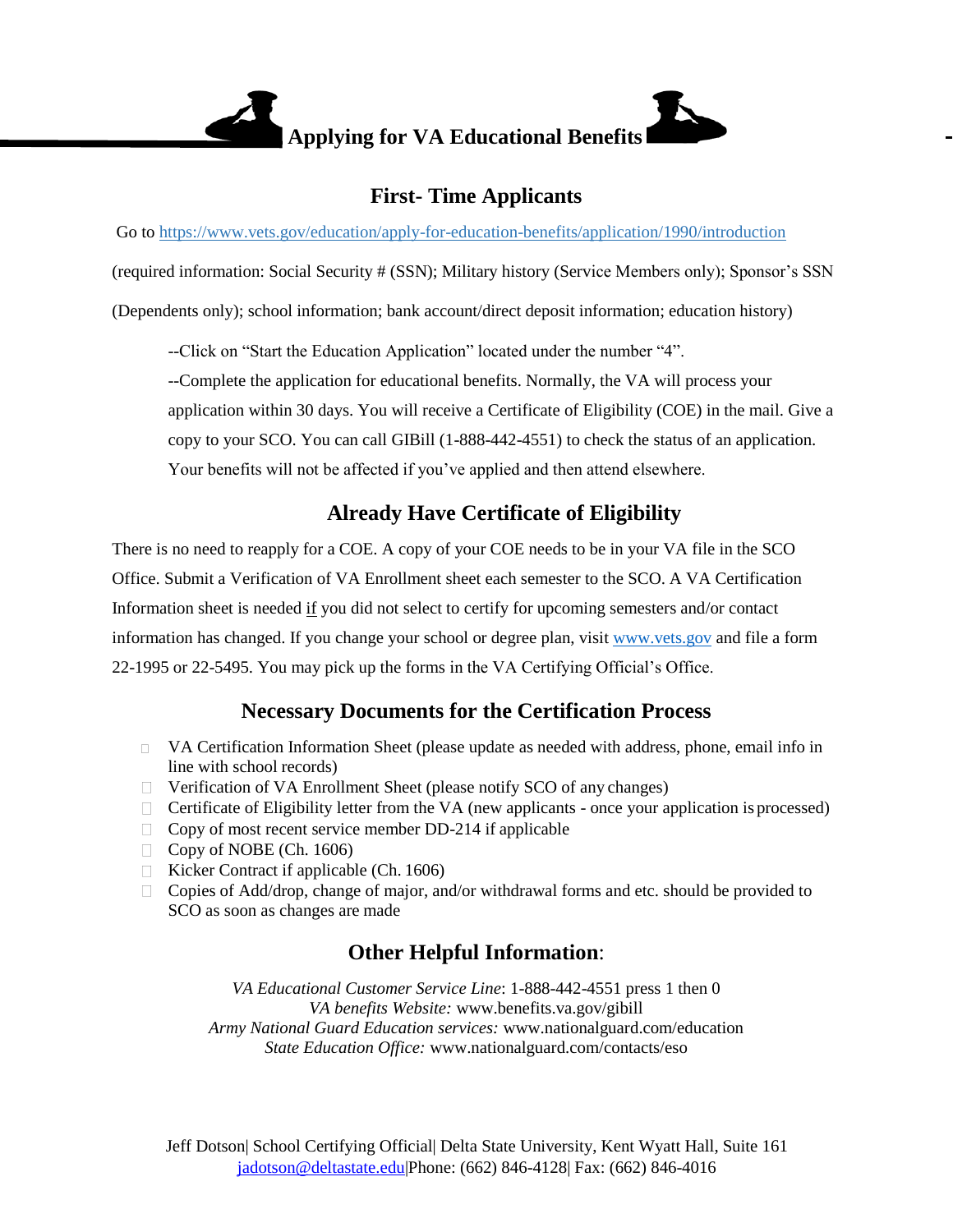# Applying for VA Educational Benefits

## First- Time Applicants

Go to https://www.vets.gov/education/apply-for-education-benefits/application/1990/introduction

(required information: Social Security # (SSN); Military history (Service Members only); Sponsor's SSN (Dependents only); school information; bank account/direct deposit information; education history)

--Click on "Start the Education Application" located under the number "4".

--Complete the application for educational benefits. Normally, the VA will process your application within 30 days. You will receive a Certificate of Eligibility (COE) in the mail. Give a copy to your SCO. You can call GIBill (1-888-442-4551) to check the status of an application. Your benefits will not be affected if you've applied and then attend elsewhere.

## Already Have Certificate of Eligibility

There is no need to reapply for a COE. A copy of your COE needs to be in your VA file in the SCO Office. Submit a Verification of VA Enrollment sheet each semester to the SCO. A VA Certification Information sheet is needed <u>if</u> you did not select to certify for upcoming semesters and/or contact information has changed. If you change your school or degree plan, visit www.vets.gov and file a form 22-1995 or 22-5495. You may pick up the forms in the VA Certifying Official's Office.

## Necessary Documents for the Certification Process

- VA Certification Information Sheet (please update as needed with address, phone, email info in line with school records)
- Verification of VA Enrollment Sheet (please notify SCO of any changes)
- Certificate of Eligibility letter from the VA (new applicants - once your application is processed)
- Copy of most recent service member DD-214 if applicable
- Copy of NOBE (Ch. 1606)
- Kicker Contract if applicable (Ch. 1606)
- Copies of Add/drop, change of major, and/or withdrawal forms and etc. should be provided to SCO as soon as changes are made

## Other Helpful Information:

*VA Educational Customer Service Line*: 1-888-442-4551 press 1 then 0
*VA benefits Website:* www.benefits.va.gov/gibill
*Army National Guard Education services:* www.nationalguard.com/education
*State Education Office:* www.nationalguard.com/contacts/eso

Jeff Dotson| School Certifying Official| Delta State University, Kent Wyatt Hall, Suite 161
jadotson@deltastate.edu|Phone: (662) 846-4128| Fax: (662) 846-4016